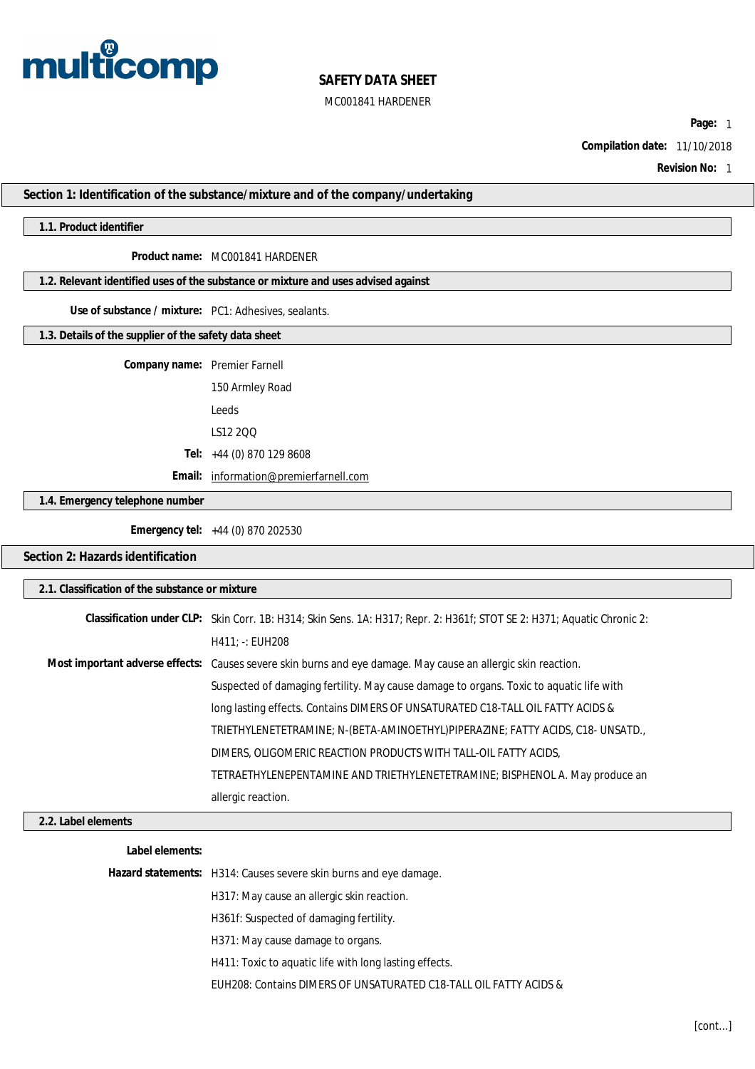multicomp

# SAFETY DATA SHEET

MC001841 HARDENER

**Page:** 1

**Compilation date:** 11/10/2018

**Revision No:** 1

## Section 1: Identification of the substance/mixture and of the company/undertaking

### 1.1. Product identifier

**Product name:** MC001841 HARDENER

### 1.2. Relevant identified uses of the substance or mixture and uses advised against

**Use of substance / mixture:** PC1: Adhesives, sealants.

### 1.3. Details of the supplier of the safety data sheet

**Company name:** Premier Farnell

150 Armley Road

Leeds

LS12 2QQ

**Tel:** +44 (0) 870 129 8608

**Email:** information@premierfarnell.com

### 1.4. Emergency telephone number

**Emergency tel:** +44 (0) 870 202530

## Section 2: Hazards identification

### 2.1. Classification of the substance or mixture

**Classification under CLP:** Skin Corr. 1B: H314; Skin Sens. 1A: H317; Repr. 2: H361f; STOT SE 2: H371; Aquatic Chronic 2: H411; -: EUH208

**Most important adverse effects:** Causes severe skin burns and eye damage. May cause an allergic skin reaction. Suspected of damaging fertility. May cause damage to organs. Toxic to aquatic life with long lasting effects. Contains DIMERS OF UNSATURATED C18-TALL OIL FATTY ACIDS & TRIETHYLENETETRAMINE; N-(BETA-AMINOETHYL)PIPERAZINE; FATTY ACIDS, C18- UNSATD., DIMERS, OLIGOMERIC REACTION PRODUCTS WITH TALL-OIL FATTY ACIDS, TETRAETHYLENEPENTAMINE AND TRIETHYLENETETRAMINE; BISPHENOL A. May produce an allergic reaction.

### 2.2. Label elements

**Label elements:**

**Hazard statements:** H314: Causes severe skin burns and eye damage.

H317: May cause an allergic skin reaction.

H361f: Suspected of damaging fertility.

H371: May cause damage to organs.

H411: Toxic to aquatic life with long lasting effects.

EUH208: Contains DIMERS OF UNSATURATED C18-TALL OIL FATTY ACIDS &

[cont...]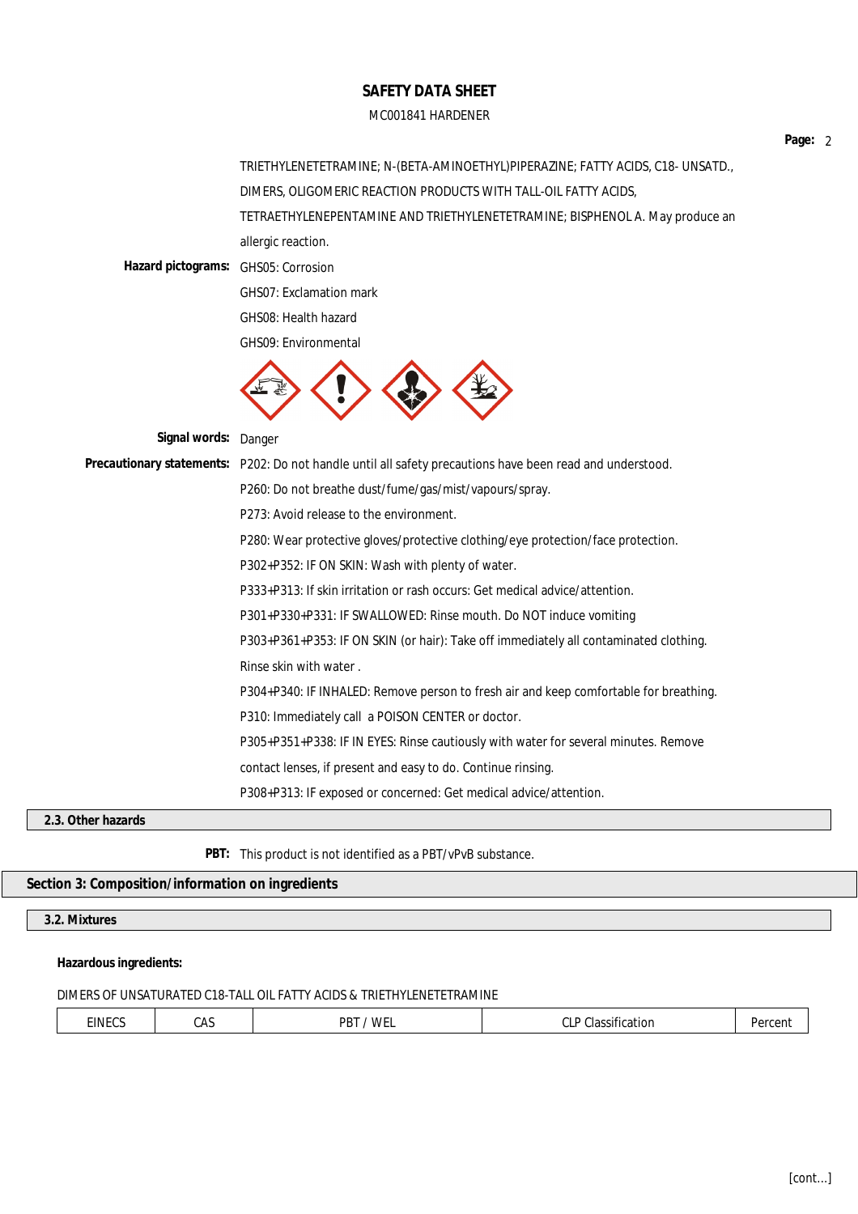TRIETHYLENETETRAMINE; N-(BETA-AMINOETHYL)PIPERAZINE; FATTY ACIDS, C18- UNSATD., DIMERS, OLIGOMERIC REACTION PRODUCTS WITH TALL-OIL FATTY ACIDS, TETRAETHYLENEPENTAMINE AND TRIETHYLENETETRAMINE; BISPHENOL A. May produce an allergic reaction.

**Hazard pictograms:** GHS05: Corrosion

GHS07: Exclamation mark

GHS08: Health hazard

GHS09: Environmental

**Signal words:** Danger

**Precautionary statements:** P202: Do not handle until all safety precautions have been read and understood.

P260: Do not breathe dust/fume/gas/mist/vapours/spray.

P273: Avoid release to the environment.

P280: Wear protective gloves/protective clothing/eye protection/face protection.

P302+P352: IF ON SKIN: Wash with plenty of water.

P333+P313: If skin irritation or rash occurs: Get medical advice/attention.

P301+P330+P331: IF SWALLOWED: Rinse mouth. Do NOT induce vomiting

P303+P361+P353: IF ON SKIN (or hair): Take off immediately all contaminated clothing. Rinse skin with water .

P304+P340: IF INHALED: Remove person to fresh air and keep comfortable for breathing.

P310: Immediately call a POISON CENTER or doctor.

P305+P351+P338: IF IN EYES: Rinse cautiously with water for several minutes. Remove contact lenses, if present and easy to do. Continue rinsing.

P308+P313: IF exposed or concerned: Get medical advice/attention.

### 2.3. Other hazards

**PBT:** This product is not identified as a PBT/vPvB substance.

## Section 3: Composition/information on ingredients

### 3.2. Mixtures

**Hazardous ingredients:**

DIMERS OF UNSATURATED C18-TALL OIL FATTY ACIDS & TRIETHYLENETETRAMINE

| EINECS | CAS | PBT / WEL | CLP Classification | Percent |
| --- | --- | --- | --- | --- |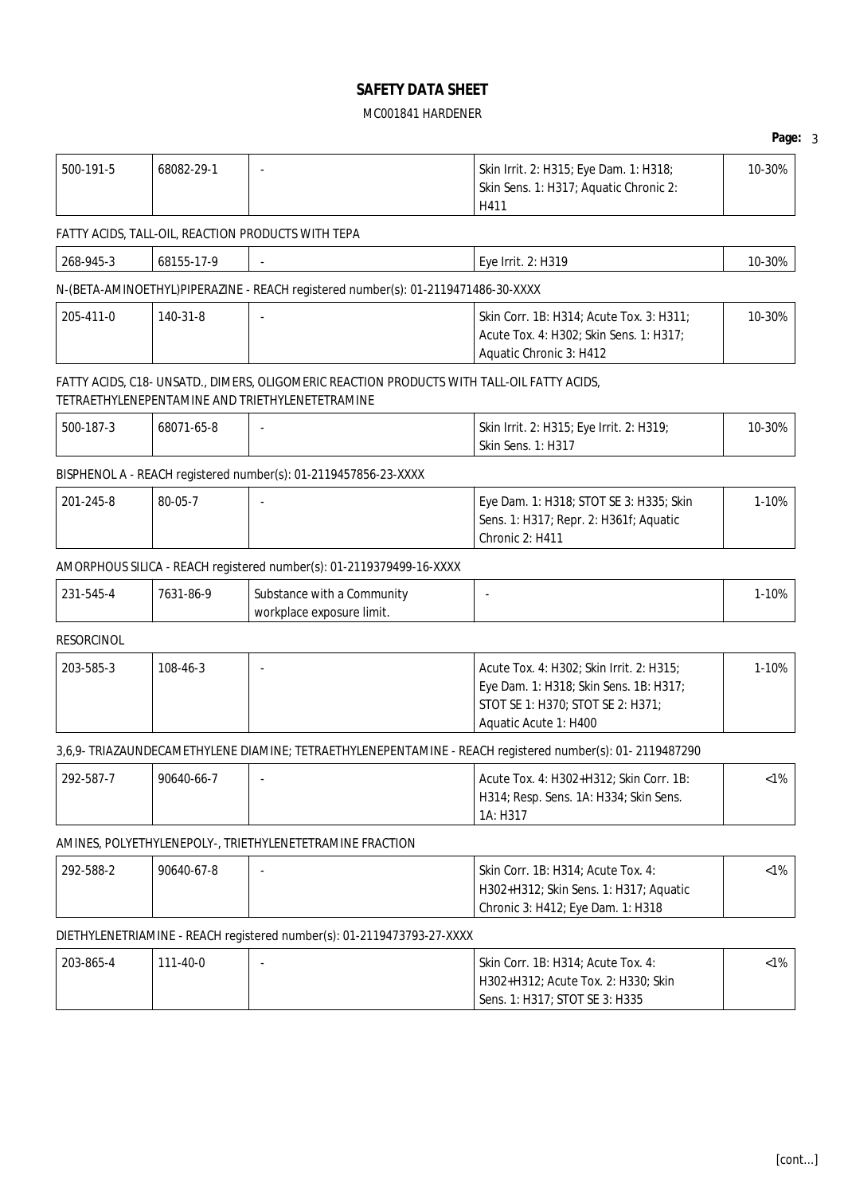| 500-191-5 | 68082-29-1 | - | Skin Irrit. 2: H315; Eye Dam. 1: H318; Skin Sens. 1: H317; Aquatic Chronic 2: H411 | 10-30% |
|---|---|---|---|---|

FATTY ACIDS, TALL-OIL, REACTION PRODUCTS WITH TEPA

| 268-945-3 | 68155-17-9 | - | Eye Irrit. 2: H319 | 10-30% |
|---|---|---|---|---|

N-(BETA-AMINOETHYL)PIPERAZINE - REACH registered number(s): 01-2119471486-30-XXXX

| 205-411-0 | 140-31-8 | - | Skin Corr. 1B: H314; Acute Tox. 3: H311; Acute Tox. 4: H302; Skin Sens. 1: H317; Aquatic Chronic 3: H412 | 10-30% |
|---|---|---|---|---|

FATTY ACIDS, C18- UNSATD., DIMERS, OLIGOMERIC REACTION PRODUCTS WITH TALL-OIL FATTY ACIDS, TETRAETHYLENEPENTAMINE AND TRIETHYLENETETRAMINE

| 500-187-3 | 68071-65-8 | - | Skin Irrit. 2: H315; Eye Irrit. 2: H319; Skin Sens. 1: H317 | 10-30% |
|---|---|---|---|---|

BISPHENOL A - REACH registered number(s): 01-2119457856-23-XXXX

| 201-245-8 | 80-05-7 | - | Eye Dam. 1: H318; STOT SE 3: H335; Skin Sens. 1: H317; Repr. 2: H361f; Aquatic Chronic 2: H411 | 1-10% |
|---|---|---|---|---|

AMORPHOUS SILICA - REACH registered number(s): 01-2119379499-16-XXXX

| 231-545-4 | 7631-86-9 | Substance with a Community workplace exposure limit. | - | 1-10% |
|---|---|---|---|---|

RESORCINOL

| 203-585-3 | 108-46-3 | - | Acute Tox. 4: H302; Skin Irrit. 2: H315; Eye Dam. 1: H318; Skin Sens. 1B: H317; STOT SE 1: H370; STOT SE 2: H371; Aquatic Acute 1: H400 | 1-10% |
|---|---|---|---|---|

3,6,9- TRIAZAUNDECAMETHYLENE DIAMINE; TETRAETHYLENEPENTAMINE - REACH registered number(s): 01- 2119487290

| 292-587-7 | 90640-66-7 | - | Acute Tox. 4: H302+H312; Skin Corr. 1B: H314; Resp. Sens. 1A: H334; Skin Sens. 1A: H317 | <1% |
|---|---|---|---|---|

AMINES, POLYETHYLENEPOLY-, TRIETHYLENETETRAMINE FRACTION

| 292-588-2 | 90640-67-8 | - | Skin Corr. 1B: H314; Acute Tox. 4: H302+H312; Skin Sens. 1: H317; Aquatic Chronic 3: H412; Eye Dam. 1: H318 | <1% |
|---|---|---|---|---|

DIETHYLENETRIAMINE - REACH registered number(s): 01-2119473793-27-XXXX

| 203-865-4 | 111-40-0 | - | Skin Corr. 1B: H314; Acute Tox. 4: H302+H312; Acute Tox. 2: H330; Skin Sens. 1: H317; STOT SE 3: H335 | <1% |
|---|---|---|---|---|

[cont...]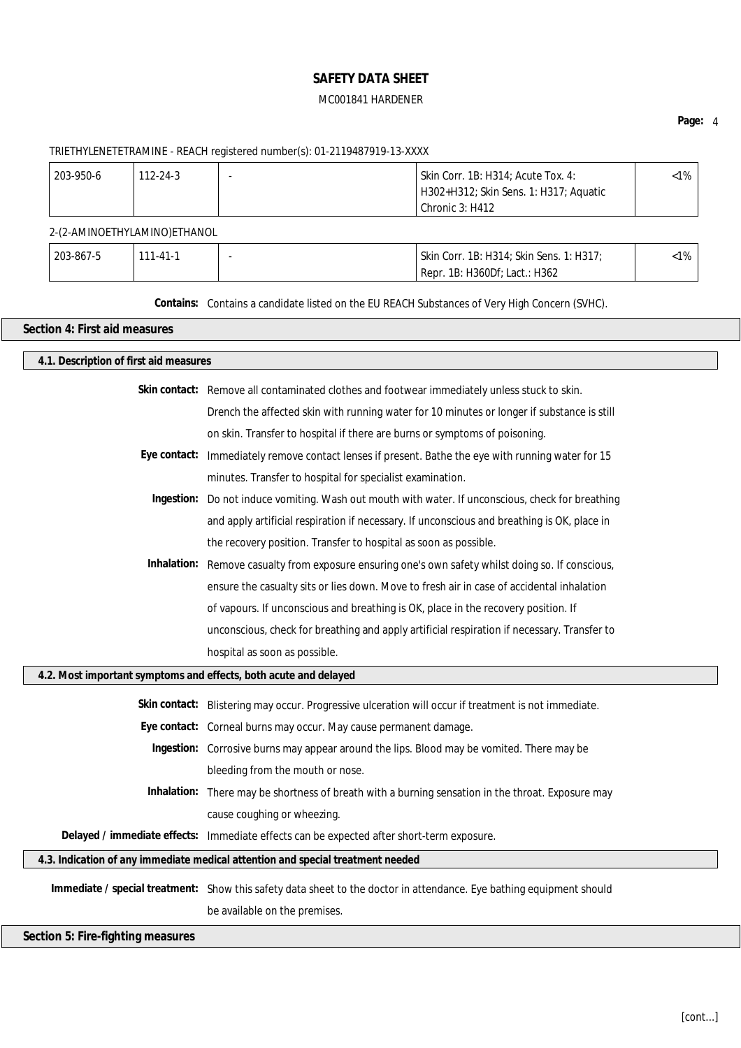TRIETHYLENETETRAMINE - REACH registered number(s): 01-2119487919-13-XXXX

| | | | | |
|---|---|---|---|---|
| 203-950-6 | 112-24-3 | - | Skin Corr. 1B: H314; Acute Tox. 4: H302+H312; Skin Sens. 1: H317; Aquatic Chronic 3: H412 | <1% |

2-(2-AMINOETHYLAMINO)ETHANOL

| | | | | |
|---|---|---|---|---|
| 203-867-5 | 111-41-1 | - | Skin Corr. 1B: H314; Skin Sens. 1: H317; Repr. 1B: H360Df; Lact.: H362 | <1% |

**Contains:** Contains a candidate listed on the EU REACH Substances of Very High Concern (SVHC).

## Section 4: First aid measures

### 4.1. Description of first aid measures

**Skin contact:** Remove all contaminated clothes and footwear immediately unless stuck to skin. Drench the affected skin with running water for 10 minutes or longer if substance is still on skin. Transfer to hospital if there are burns or symptoms of poisoning.

**Eye contact:** Immediately remove contact lenses if present. Bathe the eye with running water for 15 minutes. Transfer to hospital for specialist examination.

**Ingestion:** Do not induce vomiting. Wash out mouth with water. If unconscious, check for breathing and apply artificial respiration if necessary. If unconscious and breathing is OK, place in the recovery position. Transfer to hospital as soon as possible.

**Inhalation:** Remove casualty from exposure ensuring one's own safety whilst doing so. If conscious, ensure the casualty sits or lies down. Move to fresh air in case of accidental inhalation of vapours. If unconscious and breathing is OK, place in the recovery position. If unconscious, check for breathing and apply artificial respiration if necessary. Transfer to hospital as soon as possible.

### 4.2. Most important symptoms and effects, both acute and delayed

**Skin contact:** Blistering may occur. Progressive ulceration will occur if treatment is not immediate.

**Eye contact:** Corneal burns may occur. May cause permanent damage.

**Ingestion:** Corrosive burns may appear around the lips. Blood may be vomited. There may be bleeding from the mouth or nose.

**Inhalation:** There may be shortness of breath with a burning sensation in the throat. Exposure may cause coughing or wheezing.

**Delayed / immediate effects:** Immediate effects can be expected after short-term exposure.

### 4.3. Indication of any immediate medical attention and special treatment needed

**Immediate / special treatment:** Show this safety data sheet to the doctor in attendance. Eye bathing equipment should be available on the premises.

## Section 5: Fire-fighting measures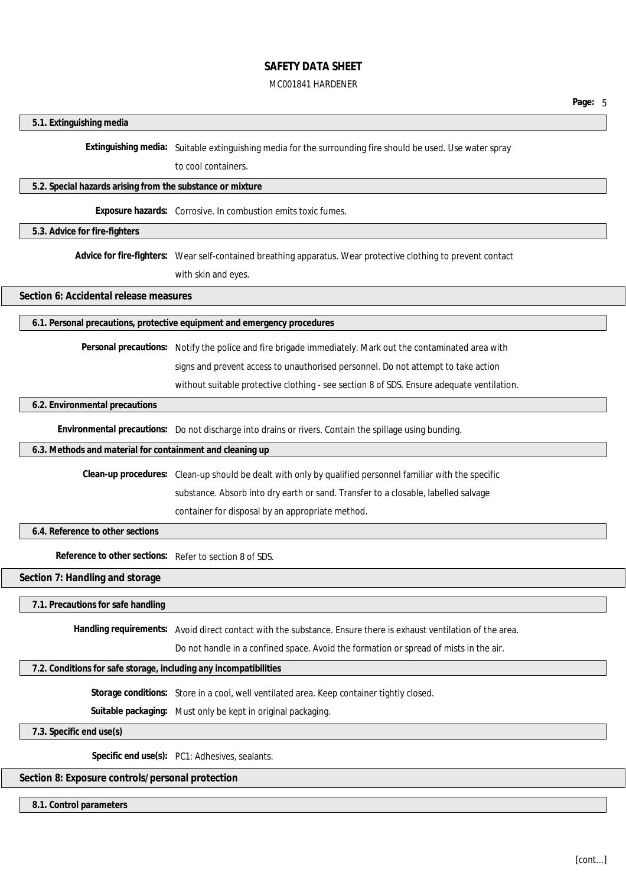### 5.1. Extinguishing media

**Extinguishing media:** Suitable extinguishing media for the surrounding fire should be used. Use water spray to cool containers.

### 5.2. Special hazards arising from the substance or mixture

**Exposure hazards:** Corrosive. In combustion emits toxic fumes.

### 5.3. Advice for fire-fighters

**Advice for fire-fighters:** Wear self-contained breathing apparatus. Wear protective clothing to prevent contact with skin and eyes.

## Section 6: Accidental release measures

### 6.1. Personal precautions, protective equipment and emergency procedures

**Personal precautions:** Notify the police and fire brigade immediately. Mark out the contaminated area with signs and prevent access to unauthorised personnel. Do not attempt to take action without suitable protective clothing - see section 8 of SDS. Ensure adequate ventilation.

### 6.2. Environmental precautions

**Environmental precautions:** Do not discharge into drains or rivers. Contain the spillage using bunding.

### 6.3. Methods and material for containment and cleaning up

**Clean-up procedures:** Clean-up should be dealt with only by qualified personnel familiar with the specific substance. Absorb into dry earth or sand. Transfer to a closable, labelled salvage container for disposal by an appropriate method.

### 6.4. Reference to other sections

**Reference to other sections:** Refer to section 8 of SDS.

## Section 7: Handling and storage

### 7.1. Precautions for safe handling

**Handling requirements:** Avoid direct contact with the substance. Ensure there is exhaust ventilation of the area. Do not handle in a confined space. Avoid the formation or spread of mists in the air.

### 7.2. Conditions for safe storage, including any incompatibilities

**Storage conditions:** Store in a cool, well ventilated area. Keep container tightly closed.

**Suitable packaging:** Must only be kept in original packaging.

### 7.3. Specific end use(s)

**Specific end use(s):** PC1: Adhesives, sealants.

## Section 8: Exposure controls/personal protection

### 8.1. Control parameters

[cont...]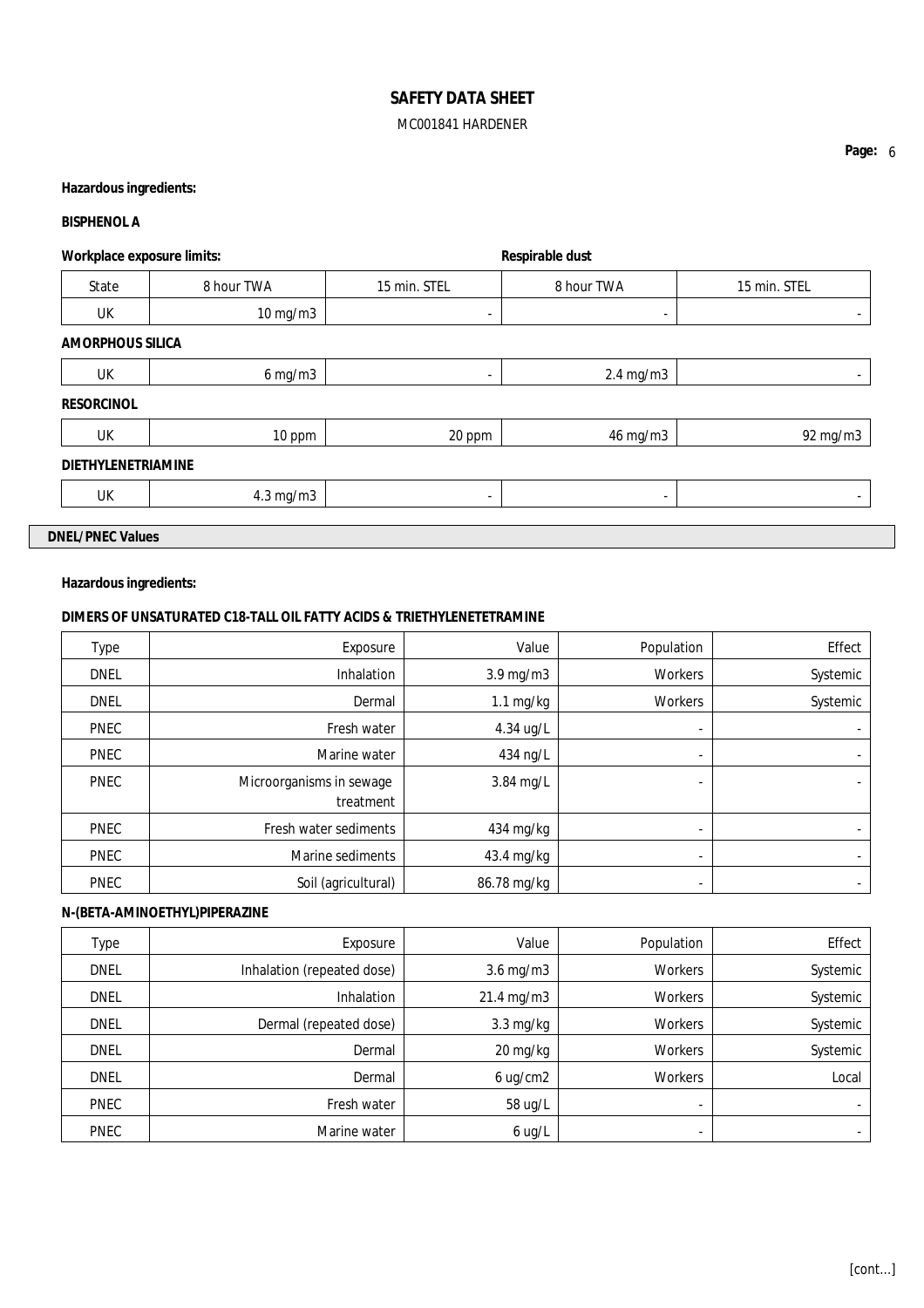**Hazardous ingredients:**

**BISPHENOL A**

**Workplace exposure limits:** **Respirable dust**

| State | 8 hour TWA | 15 min. STEL | 8 hour TWA | 15 min. STEL |
|---|---|---|---|---|
| UK | 10 mg/m3 | - | - | - |
| **AMORPHOUS SILICA** | | | | |
| UK | 6 mg/m3 | - | 2.4 mg/m3 | - |
| **RESORCINOL** | | | | |
| UK | 10 ppm | 20 ppm | 46 mg/m3 | 92 mg/m3 |
| **DIETHYLENETRIAMINE** | | | | |
| UK | 4.3 mg/m3 | - | - | - |

**DNEL/PNEC Values**

**Hazardous ingredients:**

**DIMERS OF UNSATURATED C18-TALL OIL FATTY ACIDS & TRIETHYLENETETRAMINE**

| Type | Exposure | Value | Population | Effect |
|---|---|---|---|---|
| DNEL | Inhalation | 3.9 mg/m3 | Workers | Systemic |
| DNEL | Dermal | 1.1 mg/kg | Workers | Systemic |
| PNEC | Fresh water | 4.34 ug/L | - | - |
| PNEC | Marine water | 434 ng/L | - | - |
| PNEC | Microorganisms in sewage treatment | 3.84 mg/L | - | - |
| PNEC | Fresh water sediments | 434 mg/kg | - | - |
| PNEC | Marine sediments | 43.4 mg/kg | - | - |
| PNEC | Soil (agricultural) | 86.78 mg/kg | - | - |

**N-(BETA-AMINOETHYL)PIPERAZINE**

| Type | Exposure | Value | Population | Effect |
|---|---|---|---|---|
| DNEL | Inhalation (repeated dose) | 3.6 mg/m3 | Workers | Systemic |
| DNEL | Inhalation | 21.4 mg/m3 | Workers | Systemic |
| DNEL | Dermal (repeated dose) | 3.3 mg/kg | Workers | Systemic |
| DNEL | Dermal | 20 mg/kg | Workers | Systemic |
| DNEL | Dermal | 6 ug/cm2 | Workers | Local |
| PNEC | Fresh water | 58 ug/L | - | - |
| PNEC | Marine water | 6 ug/L | - | - |

[cont...]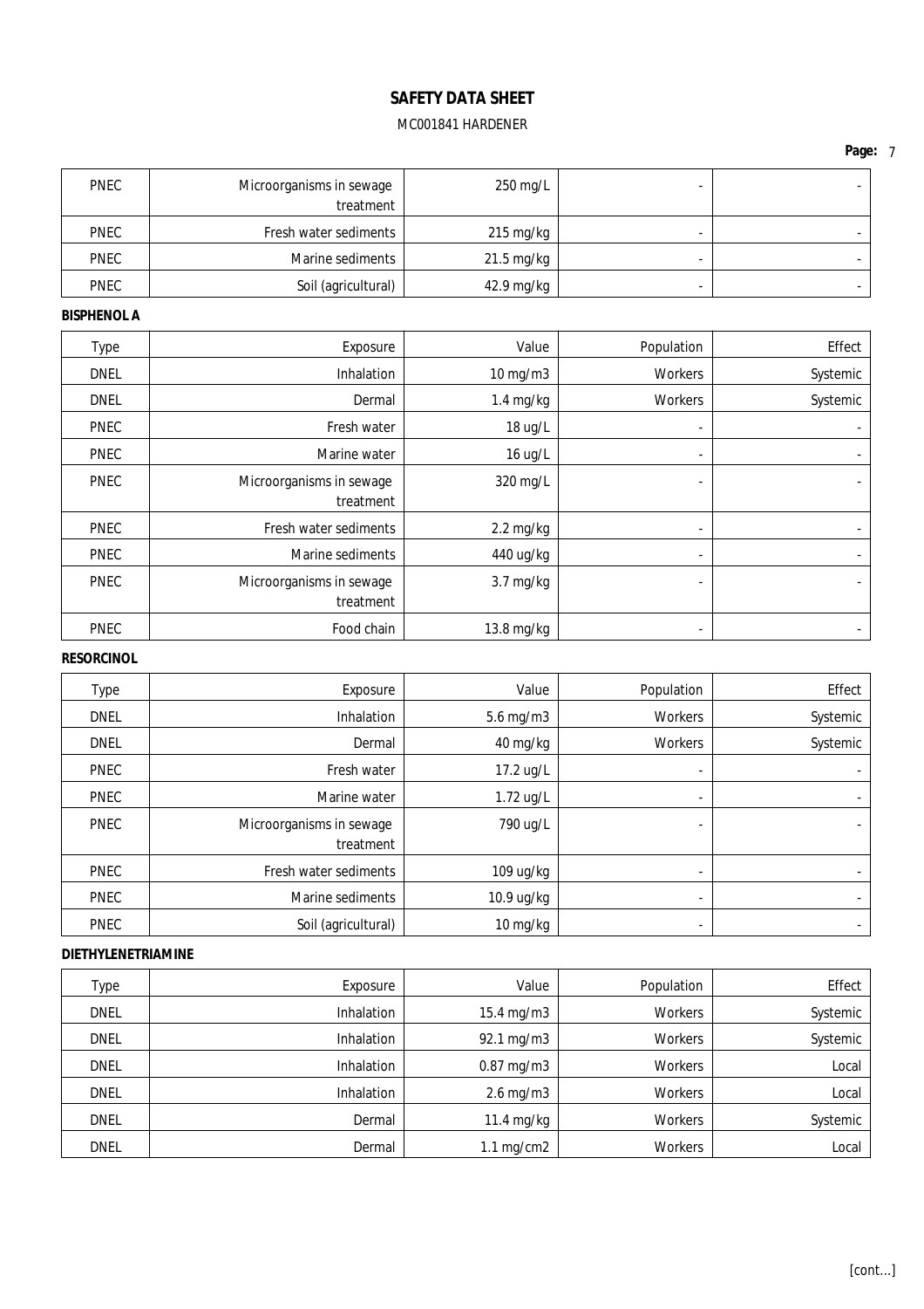| PNEC | Microorganisms in sewage treatment | 250 mg/L | - | - |
|---|---|---|---|---|
| PNEC | Fresh water sediments | 215 mg/kg | - | - |
| PNEC | Marine sediments | 21.5 mg/kg | - | - |
| PNEC | Soil (agricultural) | 42.9 mg/kg | - | - |

**BISPHENOL A**

| Type | Exposure | Value | Population | Effect |
|---|---|---|---|---|
| DNEL | Inhalation | 10 mg/m3 | Workers | Systemic |
| DNEL | Dermal | 1.4 mg/kg | Workers | Systemic |
| PNEC | Fresh water | 18 ug/L | - | - |
| PNEC | Marine water | 16 ug/L | - | - |
| PNEC | Microorganisms in sewage treatment | 320 mg/L | - | - |
| PNEC | Fresh water sediments | 2.2 mg/kg | - | - |
| PNEC | Marine sediments | 440 ug/kg | - | - |
| PNEC | Microorganisms in sewage treatment | 3.7 mg/kg | - | - |
| PNEC | Food chain | 13.8 mg/kg | - | - |

**RESORCINOL**

| Type | Exposure | Value | Population | Effect |
|---|---|---|---|---|
| DNEL | Inhalation | 5.6 mg/m3 | Workers | Systemic |
| DNEL | Dermal | 40 mg/kg | Workers | Systemic |
| PNEC | Fresh water | 17.2 ug/L | - | - |
| PNEC | Marine water | 1.72 ug/L | - | - |
| PNEC | Microorganisms in sewage treatment | 790 ug/L | - | - |
| PNEC | Fresh water sediments | 109 ug/kg | - | - |
| PNEC | Marine sediments | 10.9 ug/kg | - | - |
| PNEC | Soil (agricultural) | 10 mg/kg | - | - |

**DIETHYLENETRIAMINE**

| Type | Exposure | Value | Population | Effect |
|---|---|---|---|---|
| DNEL | Inhalation | 15.4 mg/m3 | Workers | Systemic |
| DNEL | Inhalation | 92.1 mg/m3 | Workers | Systemic |
| DNEL | Inhalation | 0.87 mg/m3 | Workers | Local |
| DNEL | Inhalation | 2.6 mg/m3 | Workers | Local |
| DNEL | Dermal | 11.4 mg/kg | Workers | Systemic |
| DNEL | Dermal | 1.1 mg/cm2 | Workers | Local |

[cont...]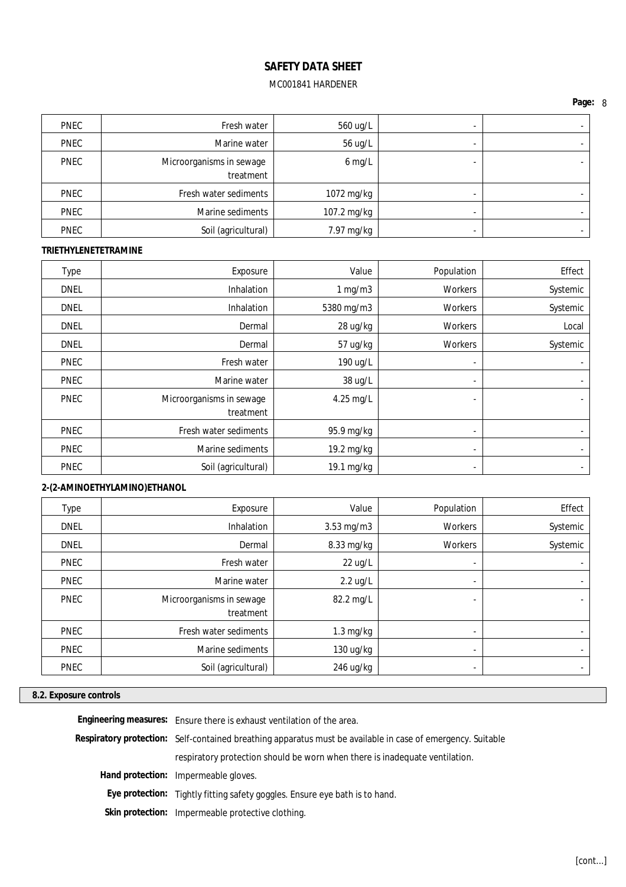| PNEC | Fresh water | 560 ug/L | - | - |
|---|---|---|---|---|
| PNEC | Marine water | 56 ug/L | - | - |
| PNEC | Microorganisms in sewage treatment | 6 mg/L | - | - |
| PNEC | Fresh water sediments | 1072 mg/kg | - | - |
| PNEC | Marine sediments | 107.2 mg/kg | - | - |
| PNEC | Soil (agricultural) | 7.97 mg/kg | - | - |

**TRIETHYLENETETRAMINE**

| Type | Exposure | Value | Population | Effect |
|---|---|---|---|---|
| DNEL | Inhalation | 1 mg/m3 | Workers | Systemic |
| DNEL | Inhalation | 5380 mg/m3 | Workers | Systemic |
| DNEL | Dermal | 28 ug/kg | Workers | Local |
| DNEL | Dermal | 57 ug/kg | Workers | Systemic |
| PNEC | Fresh water | 190 ug/L | - | - |
| PNEC | Marine water | 38 ug/L | - | - |
| PNEC | Microorganisms in sewage treatment | 4.25 mg/L | - | - |
| PNEC | Fresh water sediments | 95.9 mg/kg | - | - |
| PNEC | Marine sediments | 19.2 mg/kg | - | - |
| PNEC | Soil (agricultural) | 19.1 mg/kg | - | - |

**2-(2-AMINOETHYLAMINO)ETHANOL**

| Type | Exposure | Value | Population | Effect |
|---|---|---|---|---|
| DNEL | Inhalation | 3.53 mg/m3 | Workers | Systemic |
| DNEL | Dermal | 8.33 mg/kg | Workers | Systemic |
| PNEC | Fresh water | 22 ug/L | - | - |
| PNEC | Marine water | 2.2 ug/L | - | - |
| PNEC | Microorganisms in sewage treatment | 82.2 mg/L | - | - |
| PNEC | Fresh water sediments | 1.3 mg/kg | - | - |
| PNEC | Marine sediments | 130 ug/kg | - | - |
| PNEC | Soil (agricultural) | 246 ug/kg | - | - |

## 8.2. Exposure controls

**Engineering measures:** Ensure there is exhaust ventilation of the area.

**Respiratory protection:** Self-contained breathing apparatus must be available in case of emergency. Suitable respiratory protection should be worn when there is inadequate ventilation.

**Hand protection:** Impermeable gloves.

**Eye protection:** Tightly fitting safety goggles. Ensure eye bath is to hand.

**Skin protection:** Impermeable protective clothing.

[cont...]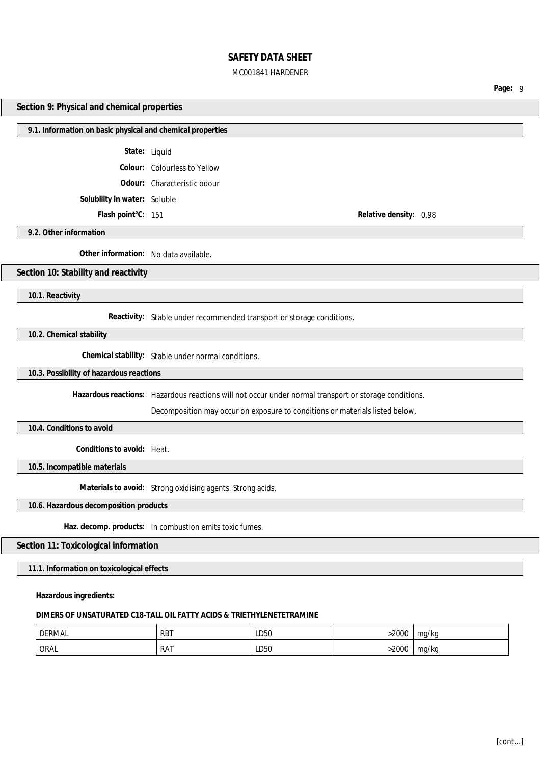## Section 9: Physical and chemical properties

### 9.1. Information on basic physical and chemical properties

**State:** Liquid

**Colour:** Colourless to Yellow

**Odour:** Characteristic odour

**Solubility in water:** Soluble

**Flash point°C:** 151

**Relative density:** 0.98

### 9.2. Other information

**Other information:** No data available.

## Section 10: Stability and reactivity

### 10.1. Reactivity

**Reactivity:** Stable under recommended transport or storage conditions.

### 10.2. Chemical stability

**Chemical stability:** Stable under normal conditions.

### 10.3. Possibility of hazardous reactions

**Hazardous reactions:** Hazardous reactions will not occur under normal transport or storage conditions.

Decomposition may occur on exposure to conditions or materials listed below.

### 10.4. Conditions to avoid

**Conditions to avoid:** Heat.

### 10.5. Incompatible materials

**Materials to avoid:** Strong oxidising agents. Strong acids.

### 10.6. Hazardous decomposition products

**Haz. decomp. products:** In combustion emits toxic fumes.

## Section 11: Toxicological information

### 11.1. Information on toxicological effects

**Hazardous ingredients:**

**DIMERS OF UNSATURATED C18-TALL OIL FATTY ACIDS & TRIETHYLENETETRAMINE**

| | | | | |
|---|---|---|---|---|
| DERMAL | RBT | LD50 | >2000 | mg/kg |
| ORAL | RAT | LD50 | >2000 | mg/kg |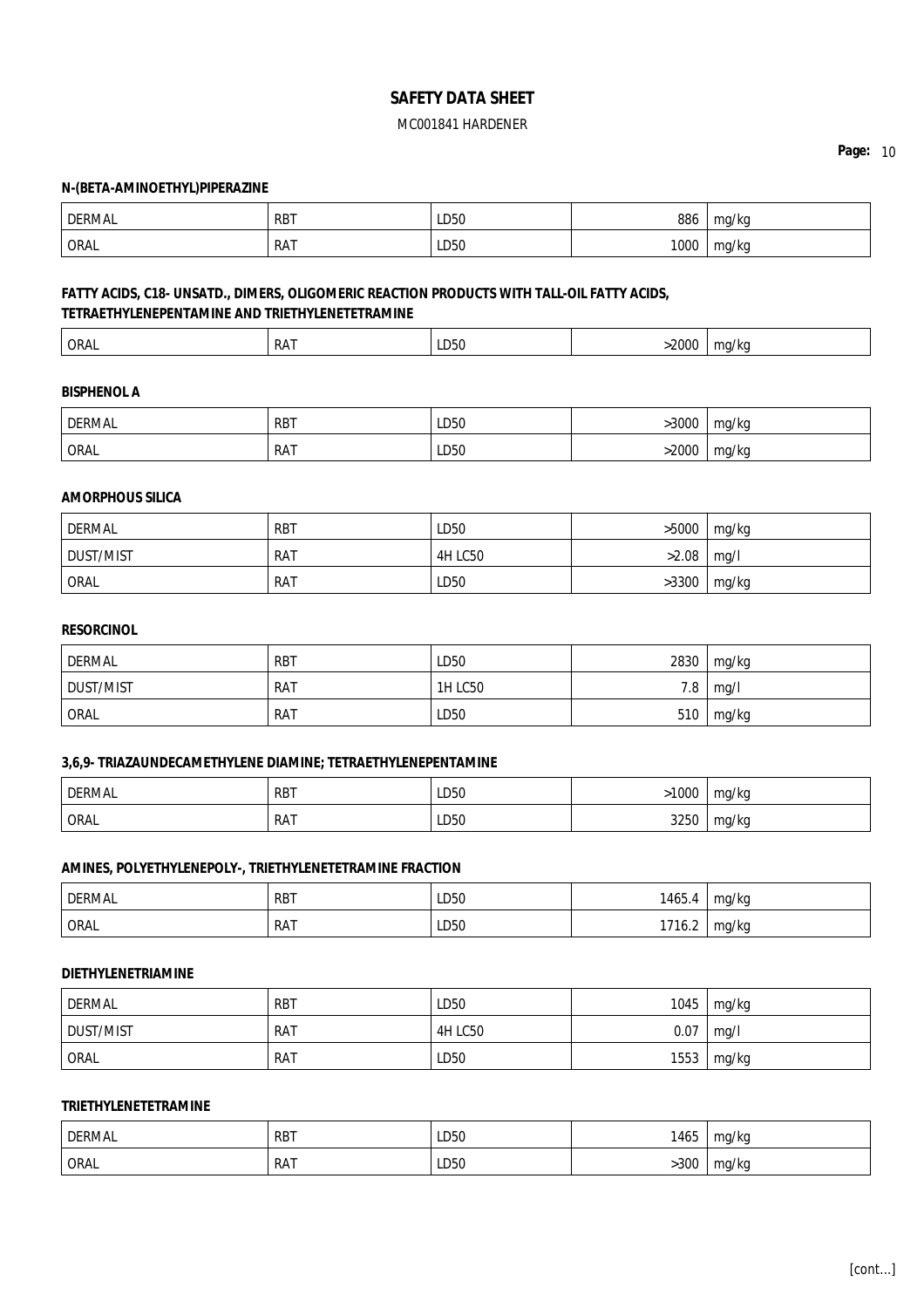**N-(BETA-AMINOETHYL)PIPERAZINE**

| | | | | |
|---|---|---|---|---|
| DERMAL | RBT | LD50 | 886 | mg/kg |
| ORAL | RAT | LD50 | 1000 | mg/kg |

**FATTY ACIDS, C18- UNSATD., DIMERS, OLIGOMERIC REACTION PRODUCTS WITH TALL-OIL FATTY ACIDS, TETRAETHYLENEPENTAMINE AND TRIETHYLENETETRAMINE**

| | | | | |
|---|---|---|---|---|
| ORAL | RAT | LD50 | >2000 | mg/kg |

**BISPHENOL A**

| | | | | |
|---|---|---|---|---|
| DERMAL | RBT | LD50 | >3000 | mg/kg |
| ORAL | RAT | LD50 | >2000 | mg/kg |

**AMORPHOUS SILICA**

| | | | | |
|---|---|---|---|---|
| DERMAL | RBT | LD50 | >5000 | mg/kg |
| DUST/MIST | RAT | 4H LC50 | >2.08 | mg/l |
| ORAL | RAT | LD50 | >3300 | mg/kg |

**RESORCINOL**

| | | | | |
|---|---|---|---|---|
| DERMAL | RBT | LD50 | 2830 | mg/kg |
| DUST/MIST | RAT | 1H LC50 | 7.8 | mg/l |
| ORAL | RAT | LD50 | 510 | mg/kg |

**3,6,9- TRIAZAUNDECAMETHYLENE DIAMINE; TETRAETHYLENEPENTAMINE**

| | | | | |
|---|---|---|---|---|
| DERMAL | RBT | LD50 | >1000 | mg/kg |
| ORAL | RAT | LD50 | 3250 | mg/kg |

**AMINES, POLYETHYLENEPOLY-, TRIETHYLENETETRAMINE FRACTION**

| | | | | |
|---|---|---|---|---|
| DERMAL | RBT | LD50 | 1465.4 | mg/kg |
| ORAL | RAT | LD50 | 1716.2 | mg/kg |

**DIETHYLENETRIAMINE**

| | | | | |
|---|---|---|---|---|
| DERMAL | RBT | LD50 | 1045 | mg/kg |
| DUST/MIST | RAT | 4H LC50 | 0.07 | mg/l |
| ORAL | RAT | LD50 | 1553 | mg/kg |

**TRIETHYLENETETRAMINE**

| | | | | |
|---|---|---|---|---|
| DERMAL | RBT | LD50 | 1465 | mg/kg |
| ORAL | RAT | LD50 | >300 | mg/kg |

[cont...]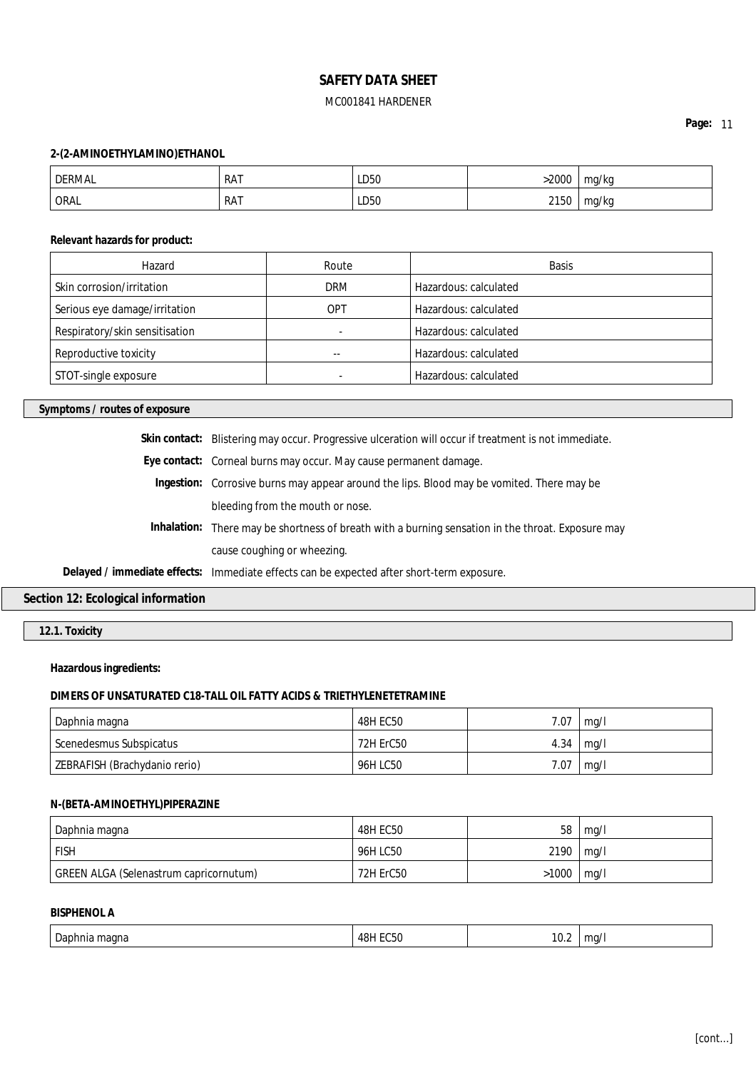**2-(2-AMINOETHYLAMINO)ETHANOL**

| | | | | |
|---|---|---|---|---|
| DERMAL | RAT | LD50 | >2000 | mg/kg |
| ORAL | RAT | LD50 | 2150 | mg/kg |

**Relevant hazards for product:**

| Hazard | Route | Basis |
|---|---|---|
| Skin corrosion/irritation | DRM | Hazardous: calculated |
| Serious eye damage/irritation | OPT | Hazardous: calculated |
| Respiratory/skin sensitisation | - | Hazardous: calculated |
| Reproductive toxicity | -- | Hazardous: calculated |
| STOT-single exposure | - | Hazardous: calculated |

### Symptoms / routes of exposure

**Skin contact:** Blistering may occur. Progressive ulceration will occur if treatment is not immediate.

**Eye contact:** Corneal burns may occur. May cause permanent damage.

**Ingestion:** Corrosive burns may appear around the lips. Blood may be vomited. There may be bleeding from the mouth or nose.

**Inhalation:** There may be shortness of breath with a burning sensation in the throat. Exposure may cause coughing or wheezing.

**Delayed / immediate effects:** Immediate effects can be expected after short-term exposure.

## Section 12: Ecological information

### 12.1. Toxicity

**Hazardous ingredients:**

**DIMERS OF UNSATURATED C18-TALL OIL FATTY ACIDS & TRIETHYLENETETRAMINE**

| | | | |
|---|---|---|---|
| Daphnia magna | 48H EC50 | 7.07 | mg/l |
| Scenedesmus Subspicatus | 72H ErC50 | 4.34 | mg/l |
| ZEBRAFISH (Brachydanio rerio) | 96H LC50 | 7.07 | mg/l |

**N-(BETA-AMINOETHYL)PIPERAZINE**

| | | | |
|---|---|---|---|
| Daphnia magna | 48H EC50 | 58 | mg/l |
| FISH | 96H LC50 | 2190 | mg/l |
| GREEN ALGA (Selenastrum capricornutum) | 72H ErC50 | >1000 | mg/l |

**BISPHENOL A**

| | | | |
|---|---|---|---|
| Daphnia magna | 48H EC50 | 10.2 | mg/l |

[cont...]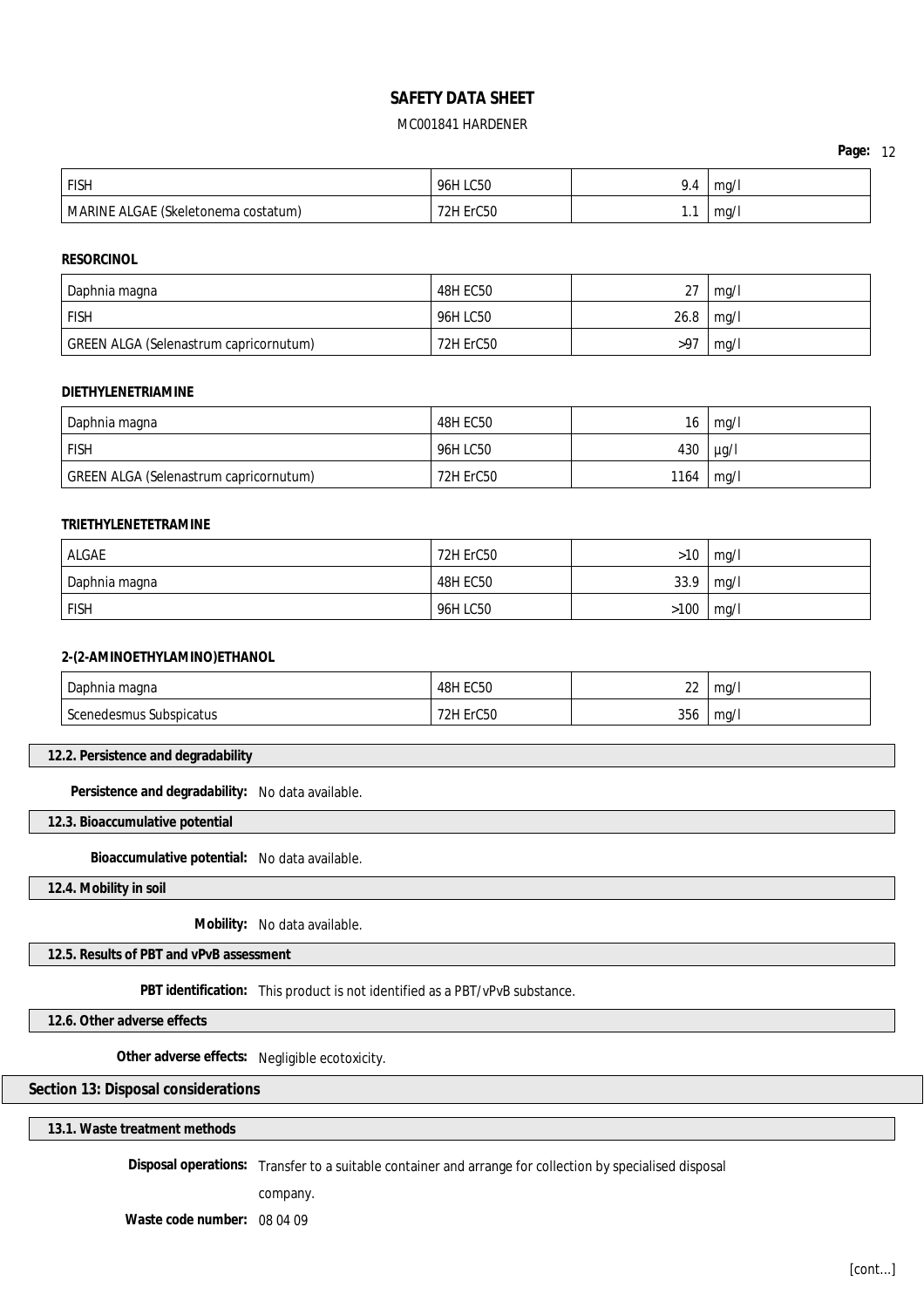| FISH | 96H LC50 | 9.4 | mg/l |
|---|---|---|---|
| MARINE ALGAE (Skeletonema costatum) | 72H ErC50 | 1.1 | mg/l |

**RESORCINOL**

| Daphnia magna | 48H EC50 | 27 | mg/l |
|---|---|---|---|
| FISH | 96H LC50 | 26.8 | mg/l |
| GREEN ALGA (Selenastrum capricornutum) | 72H ErC50 | >97 | mg/l |

**DIETHYLENETRIAMINE**

| Daphnia magna | 48H EC50 | 16 | mg/l |
|---|---|---|---|
| FISH | 96H LC50 | 430 | µg/l |
| GREEN ALGA (Selenastrum capricornutum) | 72H ErC50 | 1164 | mg/l |

**TRIETHYLENETETRAMINE**

| ALGAE | 72H ErC50 | >10 | mg/l |
|---|---|---|---|
| Daphnia magna | 48H EC50 | 33.9 | mg/l |
| FISH | 96H LC50 | >100 | mg/l |

**2-(2-AMINOETHYLAMINO)ETHANOL**

| Daphnia magna | 48H EC50 | 22 | mg/l |
|---|---|---|---|
| Scenedesmus Subspicatus | 72H ErC50 | 356 | mg/l |

### 12.2. Persistence and degradability

**Persistence and degradability:** No data available.

### 12.3. Bioaccumulative potential

**Bioaccumulative potential:** No data available.

### 12.4. Mobility in soil

**Mobility:** No data available.

### 12.5. Results of PBT and vPvB assessment

**PBT identification:** This product is not identified as a PBT/vPvB substance.

### 12.6. Other adverse effects

**Other adverse effects:** Negligible ecotoxicity.

## Section 13: Disposal considerations

### 13.1. Waste treatment methods

**Disposal operations:** Transfer to a suitable container and arrange for collection by specialised disposal company.

**Waste code number:** 08 04 09

[cont...]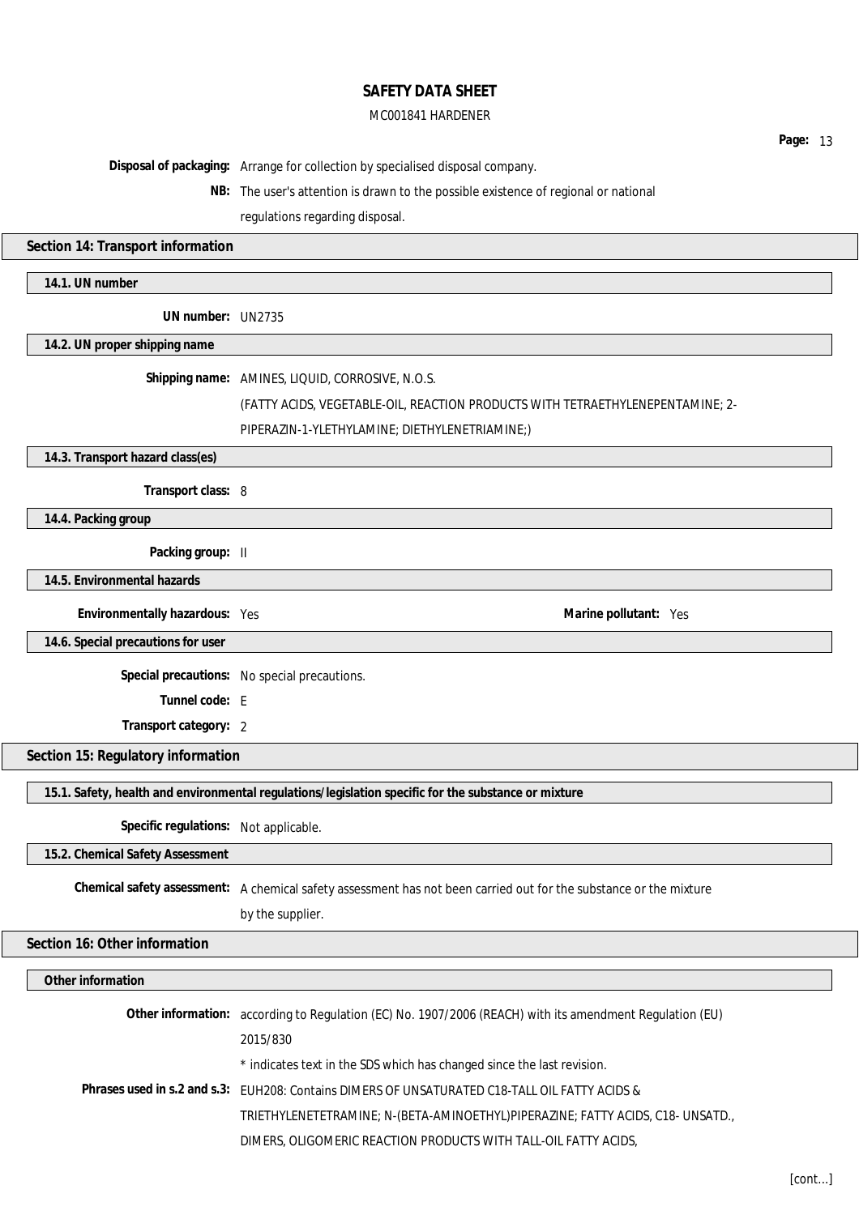**Disposal of packaging:** Arrange for collection by specialised disposal company.

**NB:** The user's attention is drawn to the possible existence of regional or national regulations regarding disposal.

## Section 14: Transport information

### 14.1. UN number

**UN number:** UN2735

### 14.2. UN proper shipping name

**Shipping name:** AMINES, LIQUID, CORROSIVE, N.O.S.
(FATTY ACIDS, VEGETABLE-OIL, REACTION PRODUCTS WITH TETRAETHYLENEPENTAMINE; 2-PIPERAZIN-1-YLETHYLAMINE; DIETHYLENETRIAMINE;)

### 14.3. Transport hazard class(es)

**Transport class:** 8

### 14.4. Packing group

**Packing group:** II

### 14.5. Environmental hazards

**Environmentally hazardous:** Yes

**Marine pollutant:** Yes

### 14.6. Special precautions for user

**Special precautions:** No special precautions.

**Tunnel code:** E

**Transport category:** 2

## Section 15: Regulatory information

### 15.1. Safety, health and environmental regulations/legislation specific for the substance or mixture

**Specific regulations:** Not applicable.

### 15.2. Chemical Safety Assessment

**Chemical safety assessment:** A chemical safety assessment has not been carried out for the substance or the mixture by the supplier.

## Section 16: Other information

### Other information

**Other information:** according to Regulation (EC) No. 1907/2006 (REACH) with its amendment Regulation (EU) 2015/830

* indicates text in the SDS which has changed since the last revision.

**Phrases used in s.2 and s.3:** EUH208: Contains DIMERS OF UNSATURATED C18-TALL OIL FATTY ACIDS & TRIETHYLENETETRAMINE; N-(BETA-AMINOETHYL)PIPERAZINE; FATTY ACIDS, C18- UNSATD., DIMERS, OLIGOMERIC REACTION PRODUCTS WITH TALL-OIL FATTY ACIDS,

[cont...]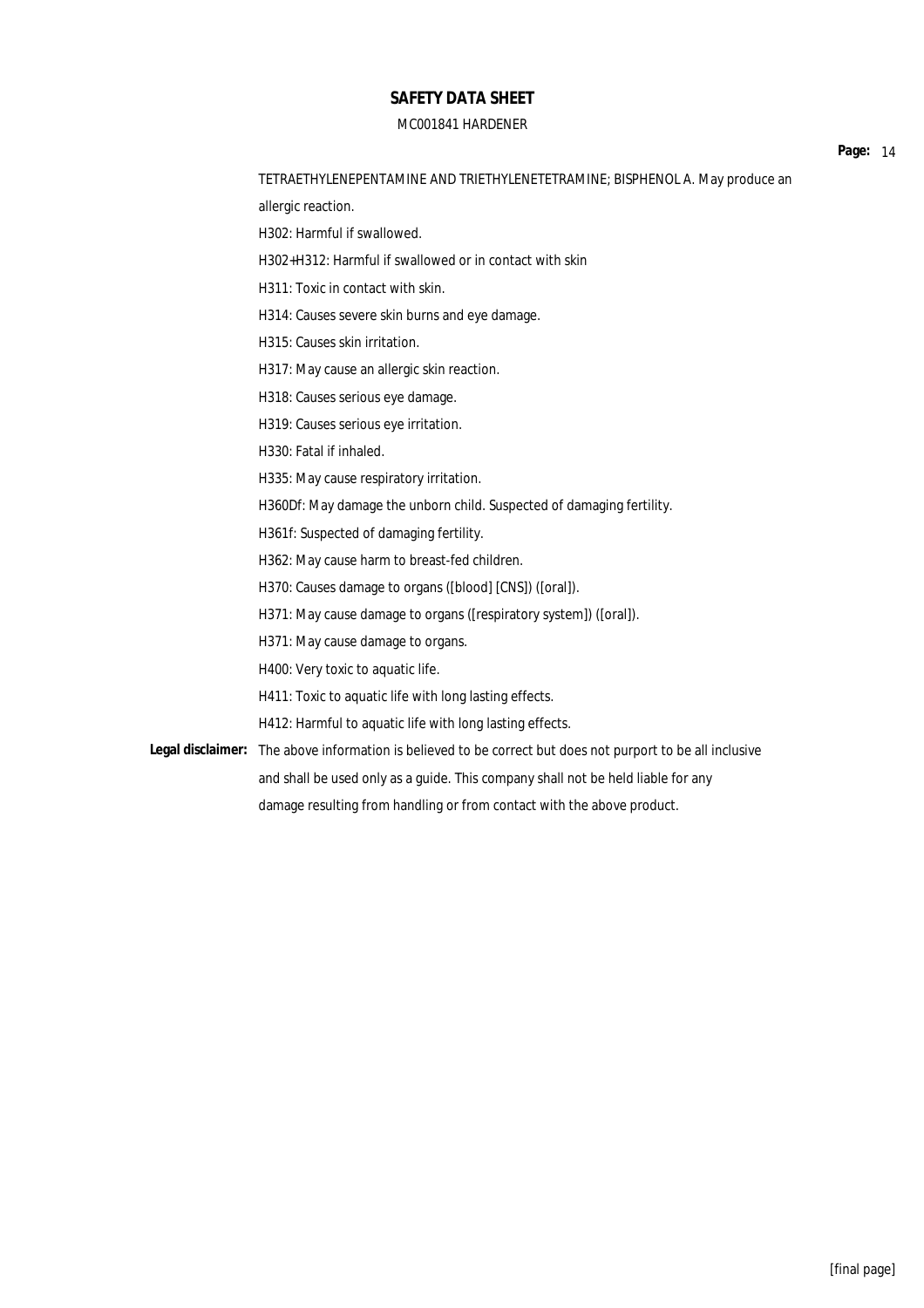TETRAETHYLENEPENTAMINE AND TRIETHYLENETETRAMINE; BISPHENOL A. May produce an allergic reaction.

H302: Harmful if swallowed.

H302+H312: Harmful if swallowed or in contact with skin

H311: Toxic in contact with skin.

H314: Causes severe skin burns and eye damage.

H315: Causes skin irritation.

H317: May cause an allergic skin reaction.

H318: Causes serious eye damage.

H319: Causes serious eye irritation.

H330: Fatal if inhaled.

H335: May cause respiratory irritation.

H360Df: May damage the unborn child. Suspected of damaging fertility.

H361f: Suspected of damaging fertility.

H362: May cause harm to breast-fed children.

H370: Causes damage to organs ([blood] [CNS]) ([oral]).

H371: May cause damage to organs ([respiratory system]) ([oral]).

H371: May cause damage to organs.

H400: Very toxic to aquatic life.

H411: Toxic to aquatic life with long lasting effects.

H412: Harmful to aquatic life with long lasting effects.

**Legal disclaimer:** The above information is believed to be correct but does not purport to be all inclusive and shall be used only as a guide. This company shall not be held liable for any damage resulting from handling or from contact with the above product.

[final page]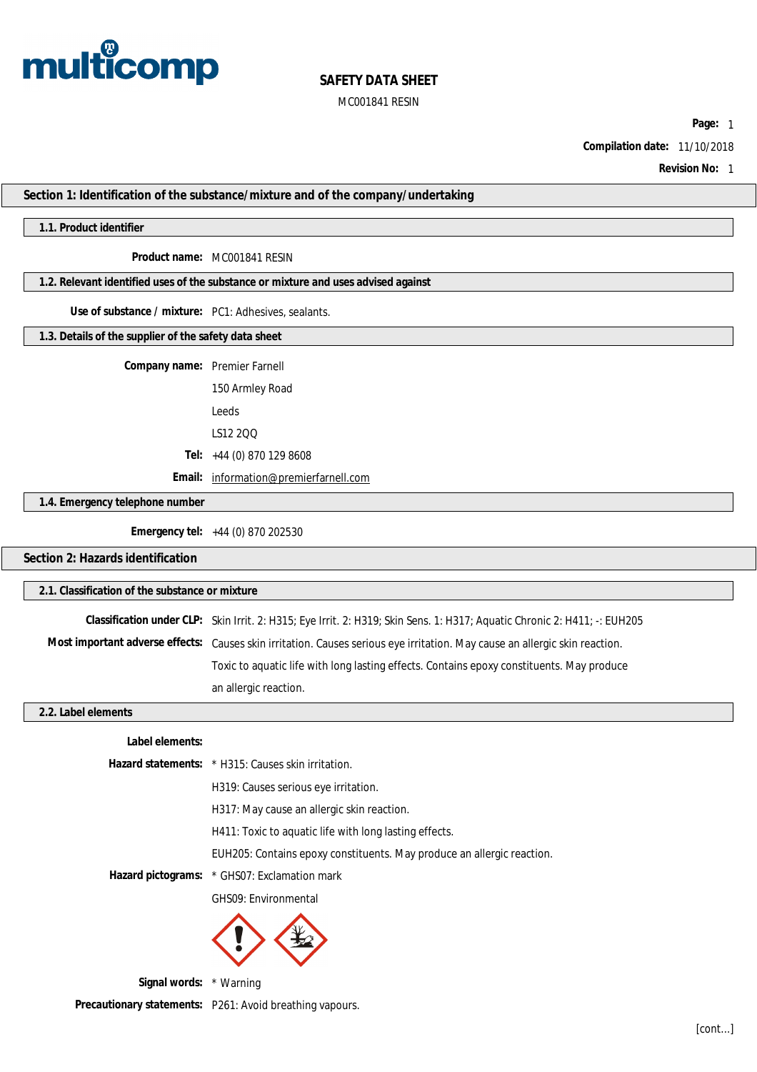multicomp

# SAFETY DATA SHEET

MC001841 RESIN

**Compilation date:** 11/10/2018

**Revision No:** 1

## Section 1: Identification of the substance/mixture and of the company/undertaking

### 1.1. Product identifier

**Product name:** MC001841 RESIN

### 1.2. Relevant identified uses of the substance or mixture and uses advised against

**Use of substance / mixture:** PC1: Adhesives, sealants.

### 1.3. Details of the supplier of the safety data sheet

**Company name:** Premier Farnell

150 Armley Road

Leeds

LS12 2QQ

**Tel:** +44 (0) 870 129 8608

**Email:** information@premierfarnell.com

### 1.4. Emergency telephone number

**Emergency tel:** +44 (0) 870 202530

## Section 2: Hazards identification

### 2.1. Classification of the substance or mixture

**Classification under CLP:** Skin Irrit. 2: H315; Eye Irrit. 2: H319; Skin Sens. 1: H317; Aquatic Chronic 2: H411; -: EUH205

**Most important adverse effects:** Causes skin irritation. Causes serious eye irritation. May cause an allergic skin reaction. Toxic to aquatic life with long lasting effects. Contains epoxy constituents. May produce an allergic reaction.

### 2.2. Label elements

**Label elements:**

**Hazard statements:** * H315: Causes skin irritation.

H319: Causes serious eye irritation.

H317: May cause an allergic skin reaction.

H411: Toxic to aquatic life with long lasting effects.

EUH205: Contains epoxy constituents. May produce an allergic reaction.

**Hazard pictograms:** * GHS07: Exclamation mark

GHS09: Environmental

**Signal words:** * Warning

**Precautionary statements:** P261: Avoid breathing vapours.

[cont...]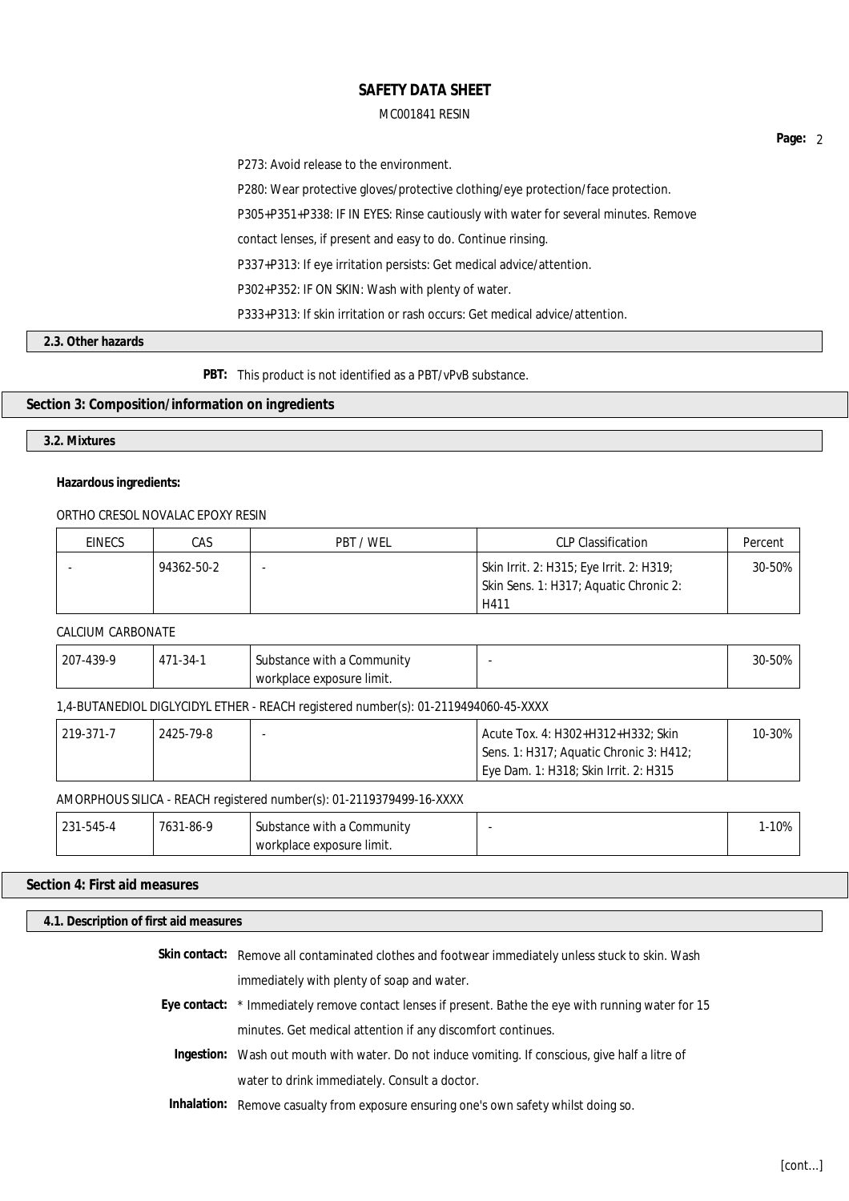P273: Avoid release to the environment.

P280: Wear protective gloves/protective clothing/eye protection/face protection.

P305+P351+P338: IF IN EYES: Rinse cautiously with water for several minutes. Remove contact lenses, if present and easy to do. Continue rinsing.

P337+P313: If eye irritation persists: Get medical advice/attention.

P302+P352: IF ON SKIN: Wash with plenty of water.

P333+P313: If skin irritation or rash occurs: Get medical advice/attention.

### 2.3. Other hazards

**PBT:** This product is not identified as a PBT/vPvB substance.

## Section 3: Composition/information on ingredients

### 3.2. Mixtures

**Hazardous ingredients:**

ORTHO CRESOL NOVALAC EPOXY RESIN

| EINECS | CAS | PBT / WEL | CLP Classification | Percent |
|---|---|---|---|---|
| - | 94362-50-2 | - | Skin Irrit. 2: H315; Eye Irrit. 2: H319; Skin Sens. 1: H317; Aquatic Chronic 2: H411 | 30-50% |

CALCIUM CARBONATE

| EINECS | CAS | PBT / WEL | CLP Classification | Percent |
|---|---|---|---|---|
| 207-439-9 | 471-34-1 | Substance with a Community workplace exposure limit. | - | 30-50% |

1,4-BUTANEDIOL DIGLYCIDYL ETHER - REACH registered number(s): 01-2119494060-45-XXXX

| EINECS | CAS | PBT / WEL | CLP Classification | Percent |
|---|---|---|---|---|
| 219-371-7 | 2425-79-8 | - | Acute Tox. 4: H302+H312+H332; Skin Sens. 1: H317; Aquatic Chronic 3: H412; Eye Dam. 1: H318; Skin Irrit. 2: H315 | 10-30% |

AMORPHOUS SILICA - REACH registered number(s): 01-2119379499-16-XXXX

| EINECS | CAS | PBT / WEL | CLP Classification | Percent |
|---|---|---|---|---|
| 231-545-4 | 7631-86-9 | Substance with a Community workplace exposure limit. | - | 1-10% |

## Section 4: First aid measures

### 4.1. Description of first aid measures

**Skin contact:** Remove all contaminated clothes and footwear immediately unless stuck to skin. Wash immediately with plenty of soap and water.

**Eye contact:** * Immediately remove contact lenses if present. Bathe the eye with running water for 15 minutes. Get medical attention if any discomfort continues.

**Ingestion:** Wash out mouth with water. Do not induce vomiting. If conscious, give half a litre of water to drink immediately. Consult a doctor.

**Inhalation:** Remove casualty from exposure ensuring one's own safety whilst doing so.

[cont...]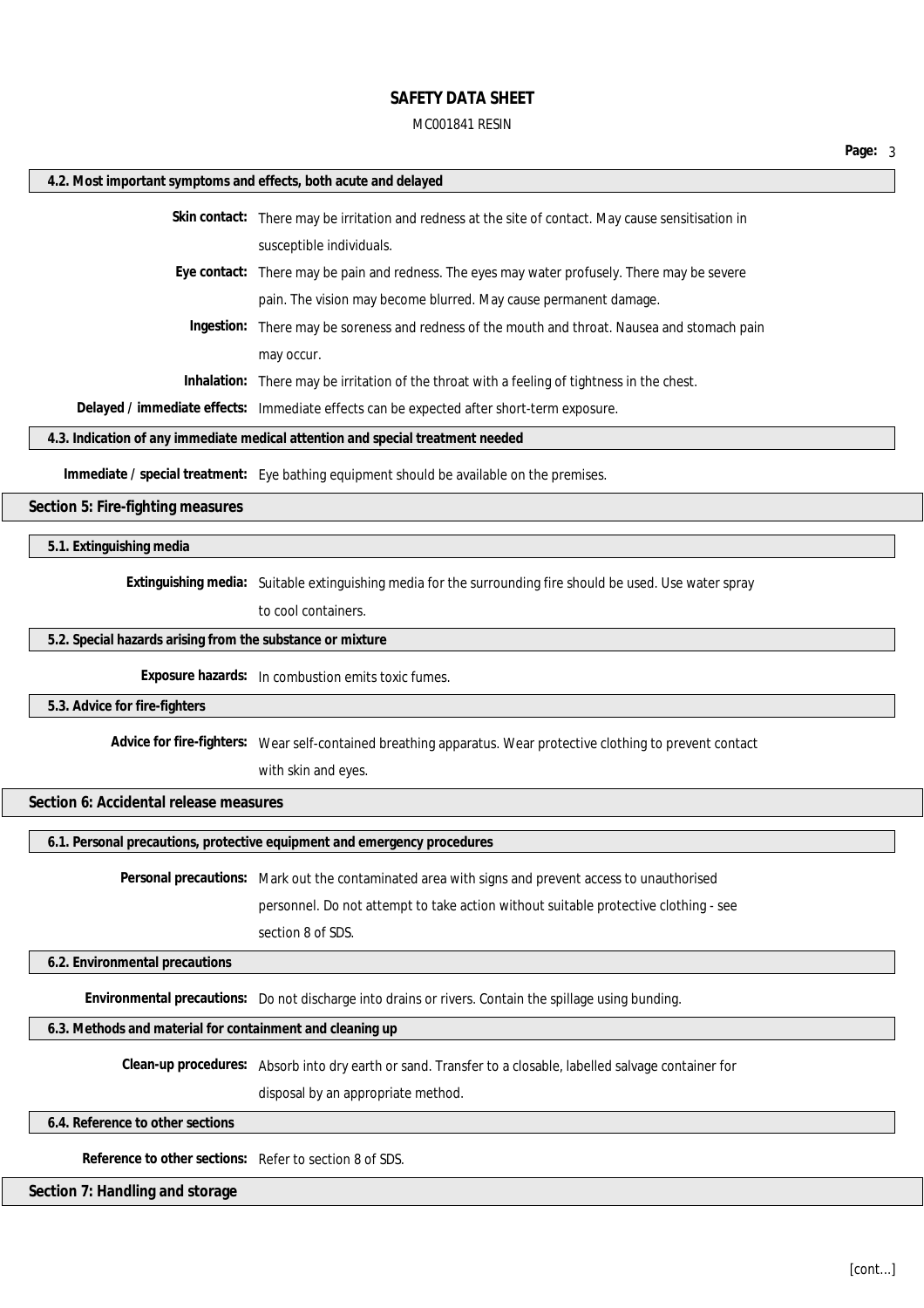#### 4.2. Most important symptoms and effects, both acute and delayed

**Skin contact:** There may be irritation and redness at the site of contact. May cause sensitisation in susceptible individuals.

**Eye contact:** There may be pain and redness. The eyes may water profusely. There may be severe pain. The vision may become blurred. May cause permanent damage.

**Ingestion:** There may be soreness and redness of the mouth and throat. Nausea and stomach pain may occur.

**Inhalation:** There may be irritation of the throat with a feeling of tightness in the chest.

**Delayed / immediate effects:** Immediate effects can be expected after short-term exposure.

#### 4.3. Indication of any immediate medical attention and special treatment needed

**Immediate / special treatment:** Eye bathing equipment should be available on the premises.

### Section 5: Fire-fighting measures

#### 5.1. Extinguishing media

**Extinguishing media:** Suitable extinguishing media for the surrounding fire should be used. Use water spray to cool containers.

#### 5.2. Special hazards arising from the substance or mixture

**Exposure hazards:** In combustion emits toxic fumes.

#### 5.3. Advice for fire-fighters

**Advice for fire-fighters:** Wear self-contained breathing apparatus. Wear protective clothing to prevent contact with skin and eyes.

### Section 6: Accidental release measures

#### 6.1. Personal precautions, protective equipment and emergency procedures

**Personal precautions:** Mark out the contaminated area with signs and prevent access to unauthorised personnel. Do not attempt to take action without suitable protective clothing - see section 8 of SDS.

#### 6.2. Environmental precautions

**Environmental precautions:** Do not discharge into drains or rivers. Contain the spillage using bunding.

#### 6.3. Methods and material for containment and cleaning up

**Clean-up procedures:** Absorb into dry earth or sand. Transfer to a closable, labelled salvage container for disposal by an appropriate method.

#### 6.4. Reference to other sections

**Reference to other sections:** Refer to section 8 of SDS.

### Section 7: Handling and storage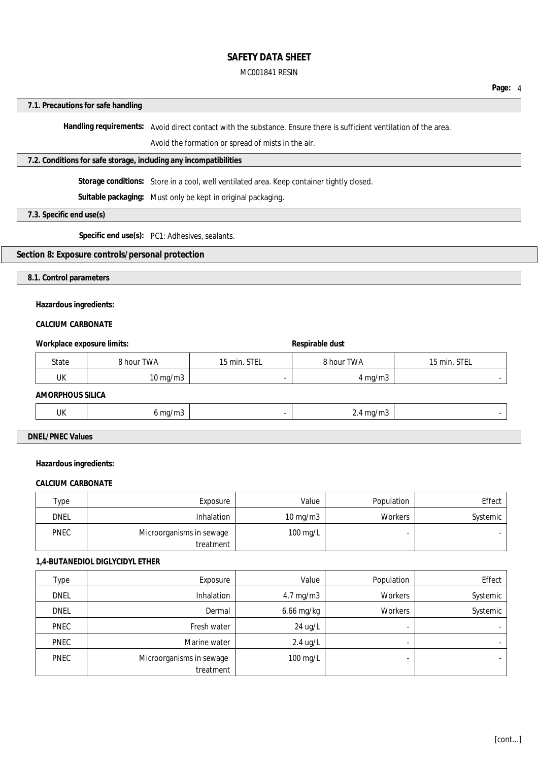#### 7.1. Precautions for safe handling

**Handling requirements:** Avoid direct contact with the substance. Ensure there is sufficient ventilation of the area.

Avoid the formation or spread of mists in the air.

#### 7.2. Conditions for safe storage, including any incompatibilities

**Storage conditions:** Store in a cool, well ventilated area. Keep container tightly closed.

**Suitable packaging:** Must only be kept in original packaging.

#### 7.3. Specific end use(s)

**Specific end use(s):** PC1: Adhesives, sealants.

## Section 8: Exposure controls/personal protection

#### 8.1. Control parameters

**Hazardous ingredients:**

**CALCIUM CARBONATE**

**Workplace exposure limits:** | **Respirable dust**

| State | 8 hour TWA | 15 min. STEL | 8 hour TWA | 15 min. STEL |
|---|---|---|---|---|
| UK | 10 mg/m3 | - | 4 mg/m3 | - |

**AMORPHOUS SILICA**

| State | 8 hour TWA | 15 min. STEL | 8 hour TWA | 15 min. STEL |
|---|---|---|---|---|
| UK | 6 mg/m3 | - | 2.4 mg/m3 | - |

#### DNEL/PNEC Values

**Hazardous ingredients:**

**CALCIUM CARBONATE**

| Type | Exposure | Value | Population | Effect |
|---|---|---|---|---|
| DNEL | Inhalation | 10 mg/m3 | Workers | Systemic |
| PNEC | Microorganisms in sewage treatment | 100 mg/L | - | - |

**1,4-BUTANEDIOL DIGLYCIDYL ETHER**

| Type | Exposure | Value | Population | Effect |
|---|---|---|---|---|
| DNEL | Inhalation | 4.7 mg/m3 | Workers | Systemic |
| DNEL | Dermal | 6.66 mg/kg | Workers | Systemic |
| PNEC | Fresh water | 24 ug/L | - | - |
| PNEC | Marine water | 2.4 ug/L | - | - |
| PNEC | Microorganisms in sewage treatment | 100 mg/L | - | - |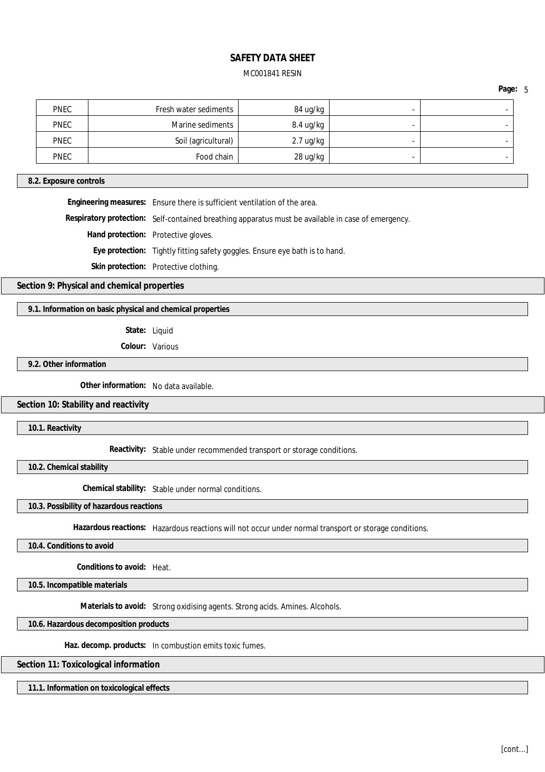| PNEC | Fresh water sediments | 84 ug/kg | - | - |
|---|---|---|---|---|
| PNEC | Marine sediments | 8.4 ug/kg | - | - |
| PNEC | Soil (agricultural) | 2.7 ug/kg | - | - |
| PNEC | Food chain | 28 ug/kg | - | - |

### 8.2. Exposure controls

**Engineering measures:** Ensure there is sufficient ventilation of the area.

**Respiratory protection:** Self-contained breathing apparatus must be available in case of emergency.

**Hand protection:** Protective gloves.

**Eye protection:** Tightly fitting safety goggles. Ensure eye bath is to hand.

**Skin protection:** Protective clothing.

## Section 9: Physical and chemical properties

### 9.1. Information on basic physical and chemical properties

**State:** Liquid

**Colour:** Various

### 9.2. Other information

**Other information:** No data available.

## Section 10: Stability and reactivity

### 10.1. Reactivity

**Reactivity:** Stable under recommended transport or storage conditions.

### 10.2. Chemical stability

**Chemical stability:** Stable under normal conditions.

### 10.3. Possibility of hazardous reactions

**Hazardous reactions:** Hazardous reactions will not occur under normal transport or storage conditions.

### 10.4. Conditions to avoid

**Conditions to avoid:** Heat.

### 10.5. Incompatible materials

**Materials to avoid:** Strong oxidising agents. Strong acids. Amines. Alcohols.

### 10.6. Hazardous decomposition products

**Haz. decomp. products:** In combustion emits toxic fumes.

## Section 11: Toxicological information

### 11.1. Information on toxicological effects

[cont...]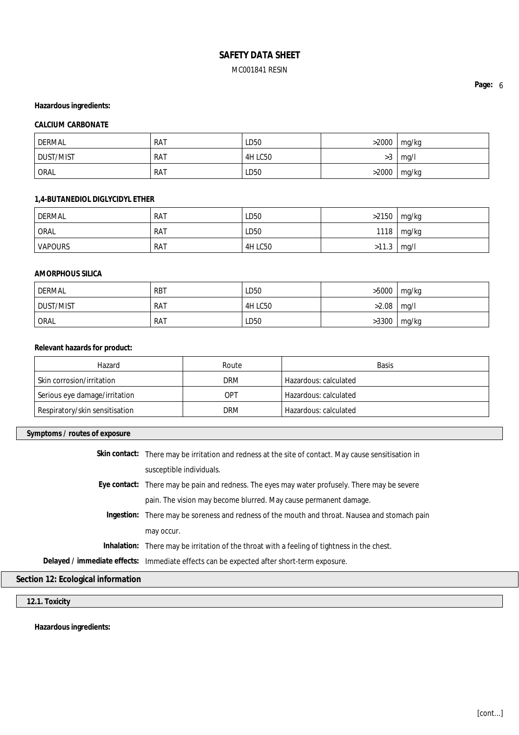**Hazardous ingredients:**

**CALCIUM CARBONATE**

| | | | | |
|---|---|---|---|---|
| DERMAL | RAT | LD50 | >2000 | mg/kg |
| DUST/MIST | RAT | 4H LC50 | >3 | mg/l |
| ORAL | RAT | LD50 | >2000 | mg/kg |

**1,4-BUTANEDIOL DIGLYCIDYL ETHER**

| | | | | |
|---|---|---|---|---|
| DERMAL | RAT | LD50 | >2150 | mg/kg |
| ORAL | RAT | LD50 | 1118 | mg/kg |
| VAPOURS | RAT | 4H LC50 | >11.3 | mg/l |

**AMORPHOUS SILICA**

| | | | | |
|---|---|---|---|---|
| DERMAL | RBT | LD50 | >5000 | mg/kg |
| DUST/MIST | RAT | 4H LC50 | >2.08 | mg/l |
| ORAL | RAT | LD50 | >3300 | mg/kg |

**Relevant hazards for product:**

| Hazard | Route | Basis |
|---|---|---|
| Skin corrosion/irritation | DRM | Hazardous: calculated |
| Serious eye damage/irritation | OPT | Hazardous: calculated |
| Respiratory/skin sensitisation | DRM | Hazardous: calculated |

**Symptoms / routes of exposure**

**Skin contact:** There may be irritation and redness at the site of contact. May cause sensitisation in susceptible individuals.

**Eye contact:** There may be pain and redness. The eyes may water profusely. There may be severe pain. The vision may become blurred. May cause permanent damage.

**Ingestion:** There may be soreness and redness of the mouth and throat. Nausea and stomach pain may occur.

**Inhalation:** There may be irritation of the throat with a feeling of tightness in the chest.

**Delayed / immediate effects:** Immediate effects can be expected after short-term exposure.

## Section 12: Ecological information

### 12.1. Toxicity

**Hazardous ingredients:**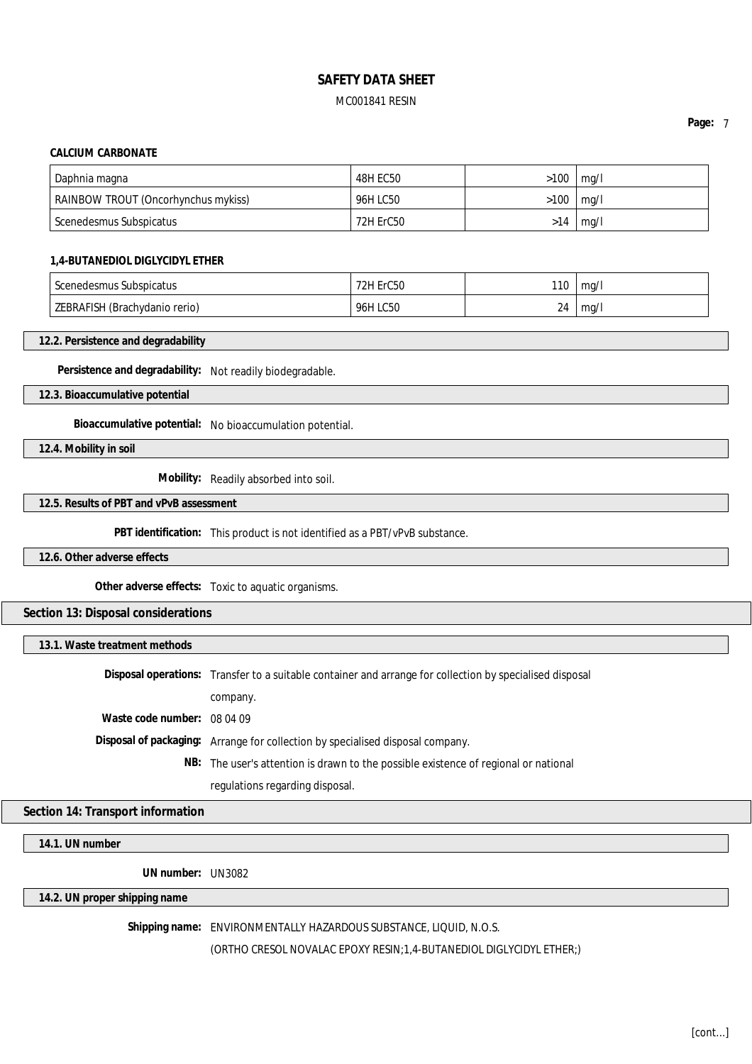**CALCIUM CARBONATE**

| | | | |
|---|---|---|---|
| Daphnia magna | 48H EC50 | >100 | mg/l |
| RAINBOW TROUT (Oncorhynchus mykiss) | 96H LC50 | >100 | mg/l |
| Scenedesmus Subspicatus | 72H ErC50 | >14 | mg/l |

**1,4-BUTANEDIOL DIGLYCIDYL ETHER**

| | | | |
|---|---|---|---|
| Scenedesmus Subspicatus | 72H ErC50 | 110 | mg/l |
| ZEBRAFISH (Brachydanio rerio) | 96H LC50 | 24 | mg/l |

### 12.2. Persistence and degradability

**Persistence and degradability:** Not readily biodegradable.

### 12.3. Bioaccumulative potential

**Bioaccumulative potential:** No bioaccumulation potential.

### 12.4. Mobility in soil

**Mobility:** Readily absorbed into soil.

### 12.5. Results of PBT and vPvB assessment

**PBT identification:** This product is not identified as a PBT/vPvB substance.

### 12.6. Other adverse effects

**Other adverse effects:** Toxic to aquatic organisms.

## Section 13: Disposal considerations

### 13.1. Waste treatment methods

**Disposal operations:** Transfer to a suitable container and arrange for collection by specialised disposal company.

**Waste code number:** 08 04 09

**Disposal of packaging:** Arrange for collection by specialised disposal company.

**NB:** The user's attention is drawn to the possible existence of regional or national regulations regarding disposal.

## Section 14: Transport information

### 14.1. UN number

**UN number:** UN3082

### 14.2. UN proper shipping name

**Shipping name:** ENVIRONMENTALLY HAZARDOUS SUBSTANCE, LIQUID, N.O.S. (ORTHO CRESOL NOVALAC EPOXY RESIN;1,4-BUTANEDIOL DIGLYCIDYL ETHER;)

[cont...]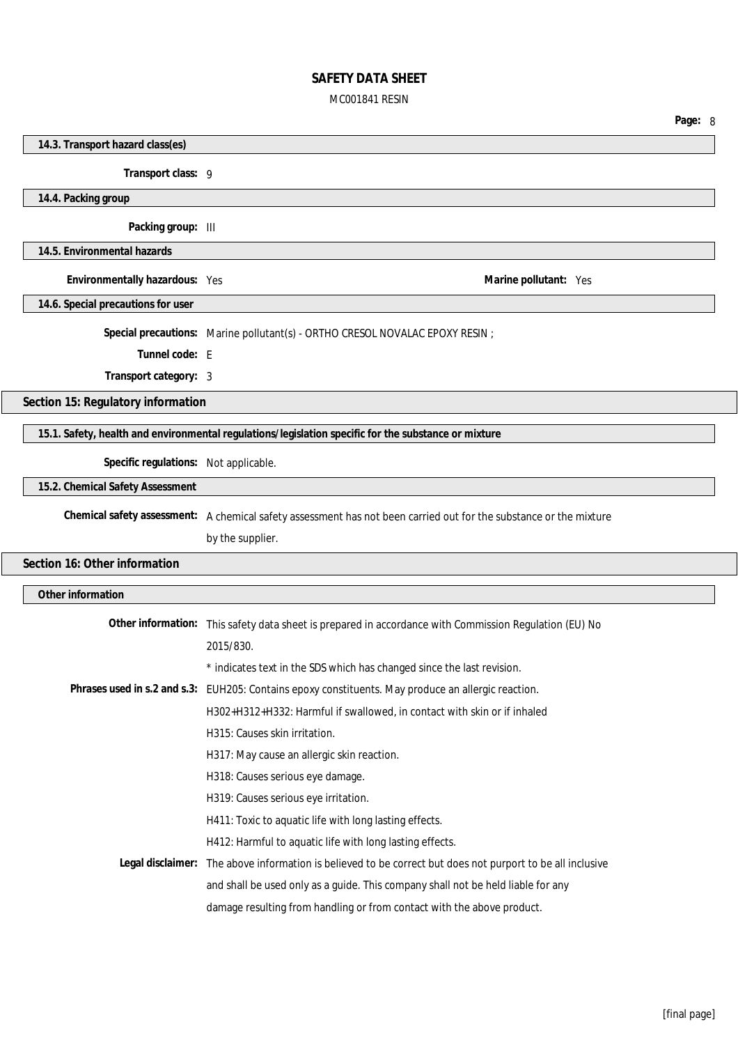### 14.3. Transport hazard class(es)

**Transport class:** 9

### 14.4. Packing group

**Packing group:** III

### 14.5. Environmental hazards

**Environmentally hazardous:** Yes **Marine pollutant:** Yes

### 14.6. Special precautions for user

**Special precautions:** Marine pollutant(s) - ORTHO CRESOL NOVALAC EPOXY RESIN ;

**Tunnel code:** E

**Transport category:** 3

## Section 15: Regulatory information

### 15.1. Safety, health and environmental regulations/legislation specific for the substance or mixture

**Specific regulations:** Not applicable.

### 15.2. Chemical Safety Assessment

**Chemical safety assessment:** A chemical safety assessment has not been carried out for the substance or the mixture by the supplier.

## Section 16: Other information

### Other information

**Other information:** This safety data sheet is prepared in accordance with Commission Regulation (EU) No 2015/830.

* indicates text in the SDS which has changed since the last revision.

**Phrases used in s.2 and s.3:** EUH205: Contains epoxy constituents. May produce an allergic reaction.

H302+H312+H332: Harmful if swallowed, in contact with skin or if inhaled

H315: Causes skin irritation.

H317: May cause an allergic skin reaction.

H318: Causes serious eye damage.

H319: Causes serious eye irritation.

H411: Toxic to aquatic life with long lasting effects.

H412: Harmful to aquatic life with long lasting effects.

**Legal disclaimer:** The above information is believed to be correct but does not purport to be all inclusive and shall be used only as a guide. This company shall not be held liable for any damage resulting from handling or from contact with the above product.

[final page]